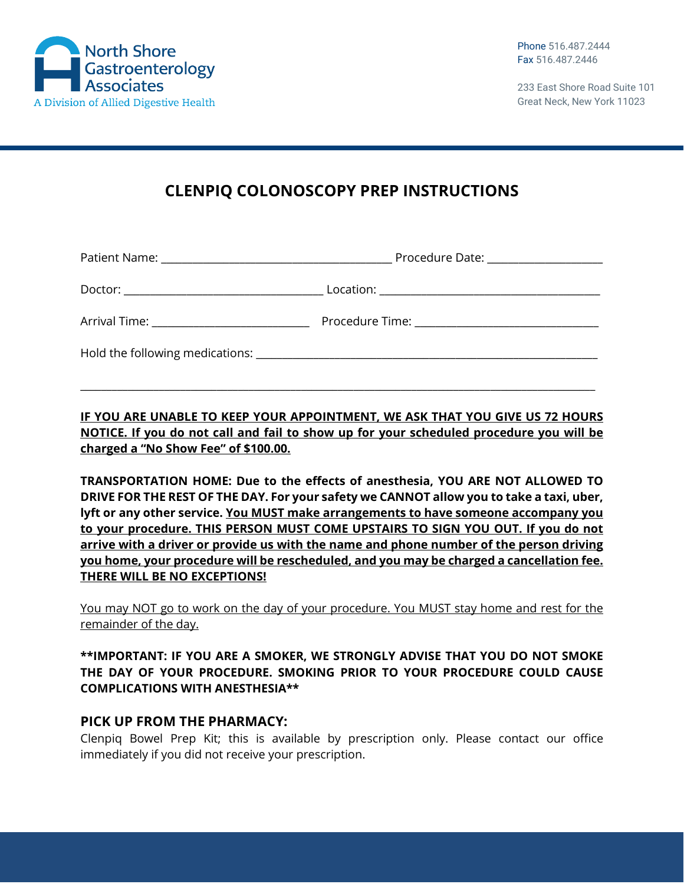North Shore Gastroenterology Associates
A Division of Allied Digestive Health

Phone 516.487.2444
Fax 516.487.2446

233 East Shore Road Suite 101
Great Neck, New York 11023

# CLENPIQ COLONOSCOPY PREP INSTRUCTIONS

Patient Name: ________________________________________ Procedure Date: ____________________

Doctor: ___________________________________ Location: ______________________________________

Arrival Time: ___________________________ Procedure Time: ________________________________

Hold the following medications: ____________________________________________________________

_______________________________________________________________________________________________

**<u>IF YOU ARE UNABLE TO KEEP YOUR APPOINTMENT, WE ASK THAT YOU GIVE US 72 HOURS NOTICE. If you do not call and fail to show up for your scheduled procedure you will be charged a "No Show Fee" of $100.00.</u>**

**TRANSPORTATION HOME: Due to the effects of anesthesia, YOU ARE NOT ALLOWED TO DRIVE FOR THE REST OF THE DAY. For your safety we CANNOT allow you to take a taxi, uber, lyft or any other service. <u>You MUST make arrangements to have someone accompany you to your procedure. THIS PERSON MUST COME UPSTAIRS TO SIGN YOU OUT. If you do not arrive with a driver or provide us with the name and phone number of the person driving you home, your procedure will be rescheduled, and you may be charged a cancellation fee. THERE WILL BE NO EXCEPTIONS!</u>**

<u>You may NOT go to work on the day of your procedure. You MUST stay home and rest for the remainder of the day.</u>

**\*\*IMPORTANT: IF YOU ARE A SMOKER, WE STRONGLY ADVISE THAT YOU DO NOT SMOKE THE DAY OF YOUR PROCEDURE. SMOKING PRIOR TO YOUR PROCEDURE COULD CAUSE COMPLICATIONS WITH ANESTHESIA\*\***

## PICK UP FROM THE PHARMACY:

Clenpiq Bowel Prep Kit; this is available by prescription only. Please contact our office immediately if you did not receive your prescription.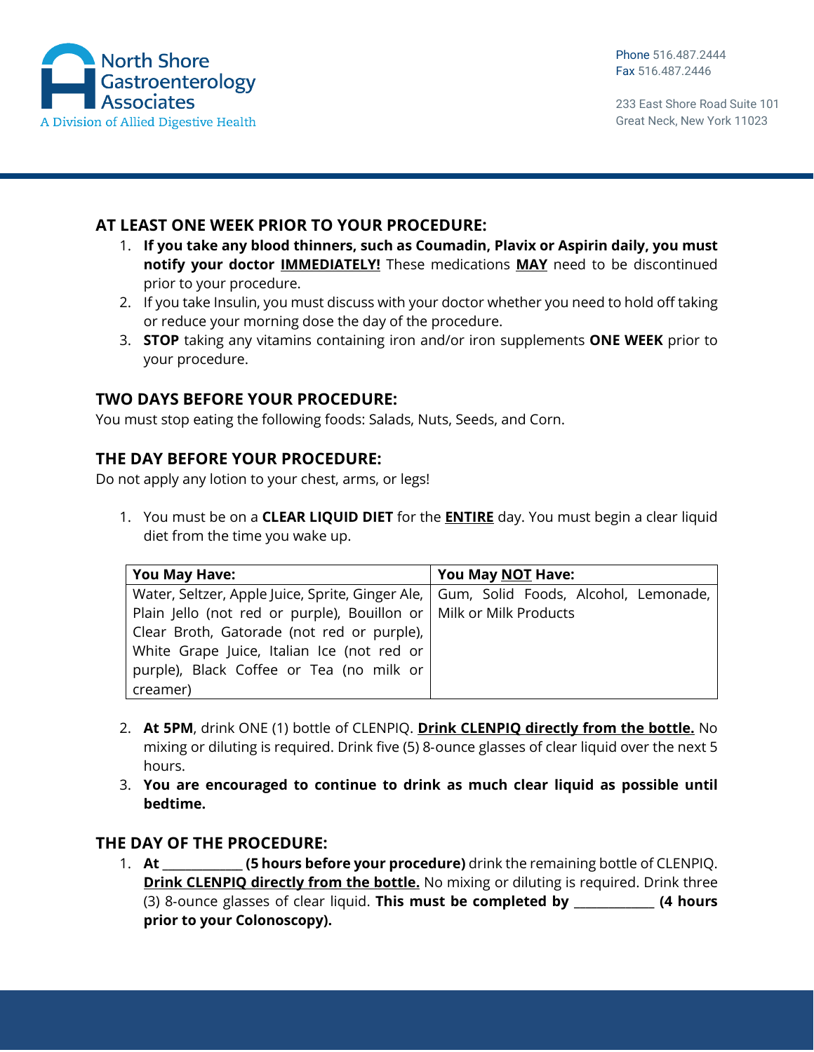## AT LEAST ONE WEEK PRIOR TO YOUR PROCEDURE:

1. **If you take any blood thinners, such as Coumadin, Plavix or Aspirin daily, you must notify your doctor <u>IMMEDIATELY!</u>** These medications **<u>MAY</u>** need to be discontinued prior to your procedure.
2. If you take Insulin, you must discuss with your doctor whether you need to hold off taking or reduce your morning dose the day of the procedure.
3. **STOP** taking any vitamins containing iron and/or iron supplements **ONE WEEK** prior to your procedure.

## TWO DAYS BEFORE YOUR PROCEDURE:

You must stop eating the following foods: Salads, Nuts, Seeds, and Corn.

## THE DAY BEFORE YOUR PROCEDURE:

Do not apply any lotion to your chest, arms, or legs!

1. You must be on a **CLEAR LIQUID DIET** for the **<u>ENTIRE</u>** day. You must begin a clear liquid diet from the time you wake up.

| **You May Have:** | **You May <u>NOT</u> Have:** |
|---|---|
| Water, Seltzer, Apple Juice, Sprite, Ginger Ale, Plain Jello (not red or purple), Bouillon or Clear Broth, Gatorade (not red or purple), White Grape Juice, Italian Ice (not red or purple), Black Coffee or Tea (no milk or creamer) | Gum, Solid Foods, Alcohol, Lemonade, Milk or Milk Products |

2. **At 5PM**, drink ONE (1) bottle of CLENPIQ. **<u>Drink CLENPIQ directly from the bottle.</u>** No mixing or diluting is required. Drink five (5) 8-ounce glasses of clear liquid over the next 5 hours.
3. **You are encouraged to continue to drink as much clear liquid as possible until bedtime.**

## THE DAY OF THE PROCEDURE:

1. **At ____________ (5 hours before your procedure)** drink the remaining bottle of CLENPIQ. **<u>Drink CLENPIQ directly from the bottle.</u>** No mixing or diluting is required. Drink three (3) 8-ounce glasses of clear liquid. **This must be completed by ____________ (4 hours prior to your Colonoscopy).**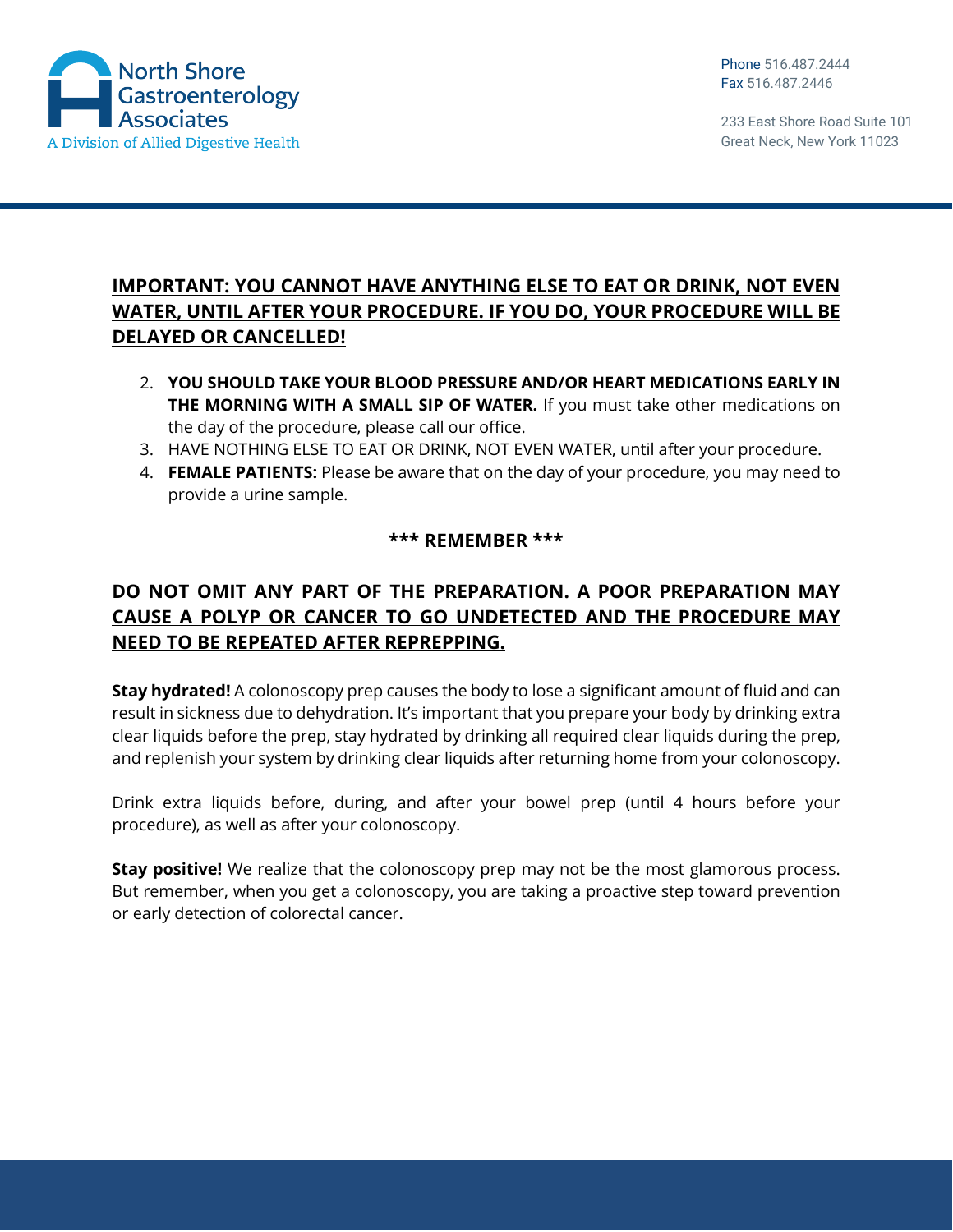**IMPORTANT: YOU CANNOT HAVE ANYTHING ELSE TO EAT OR DRINK, NOT EVEN WATER, UNTIL AFTER YOUR PROCEDURE. IF YOU DO, YOUR PROCEDURE WILL BE DELAYED OR CANCELLED!**

2. **YOU SHOULD TAKE YOUR BLOOD PRESSURE AND/OR HEART MEDICATIONS EARLY IN THE MORNING WITH A SMALL SIP OF WATER.** If you must take other medications on the day of the procedure, please call our office.
3. HAVE NOTHING ELSE TO EAT OR DRINK, NOT EVEN WATER, until after your procedure.
4. **FEMALE PATIENTS:** Please be aware that on the day of your procedure, you may need to provide a urine sample.

**\*\*\* REMEMBER \*\*\***

**DO NOT OMIT ANY PART OF THE PREPARATION. A POOR PREPARATION MAY CAUSE A POLYP OR CANCER TO GO UNDETECTED AND THE PROCEDURE MAY NEED TO BE REPEATED AFTER REPREPPING.**

**Stay hydrated!** A colonoscopy prep causes the body to lose a significant amount of fluid and can result in sickness due to dehydration. It's important that you prepare your body by drinking extra clear liquids before the prep, stay hydrated by drinking all required clear liquids during the prep, and replenish your system by drinking clear liquids after returning home from your colonoscopy.

Drink extra liquids before, during, and after your bowel prep (until 4 hours before your procedure), as well as after your colonoscopy.

**Stay positive!** We realize that the colonoscopy prep may not be the most glamorous process. But remember, when you get a colonoscopy, you are taking a proactive step toward prevention or early detection of colorectal cancer.